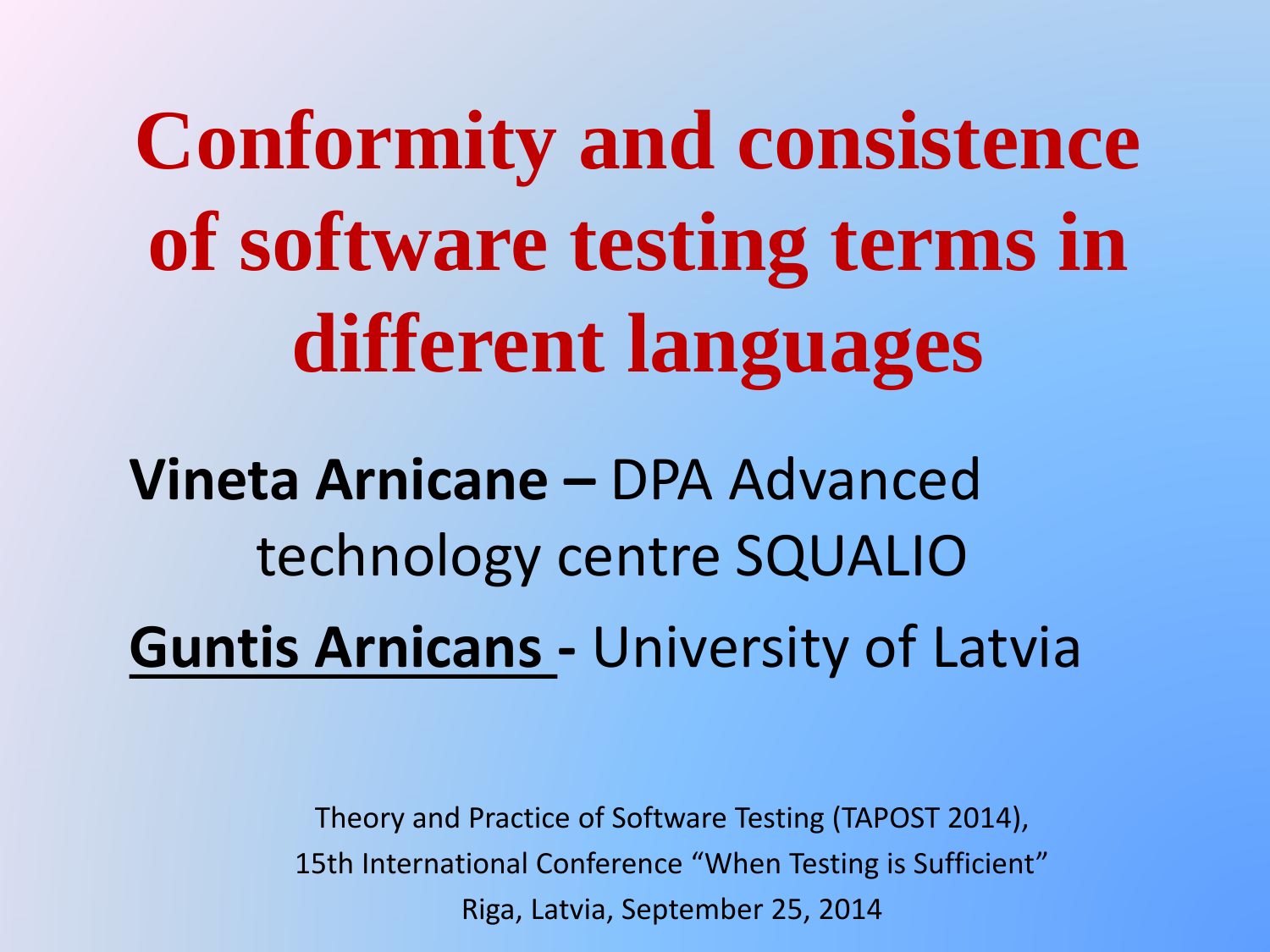# Conformity and consistence of software testing terms in different languages

**Vineta Arnicane –** DPA Advanced technology centre SQUALIO

**Guntis Arnicans -** University of Latvia

Theory and Practice of Software Testing (TAPOST 2014),
15th International Conference "When Testing is Sufficient"
Riga, Latvia, September 25, 2014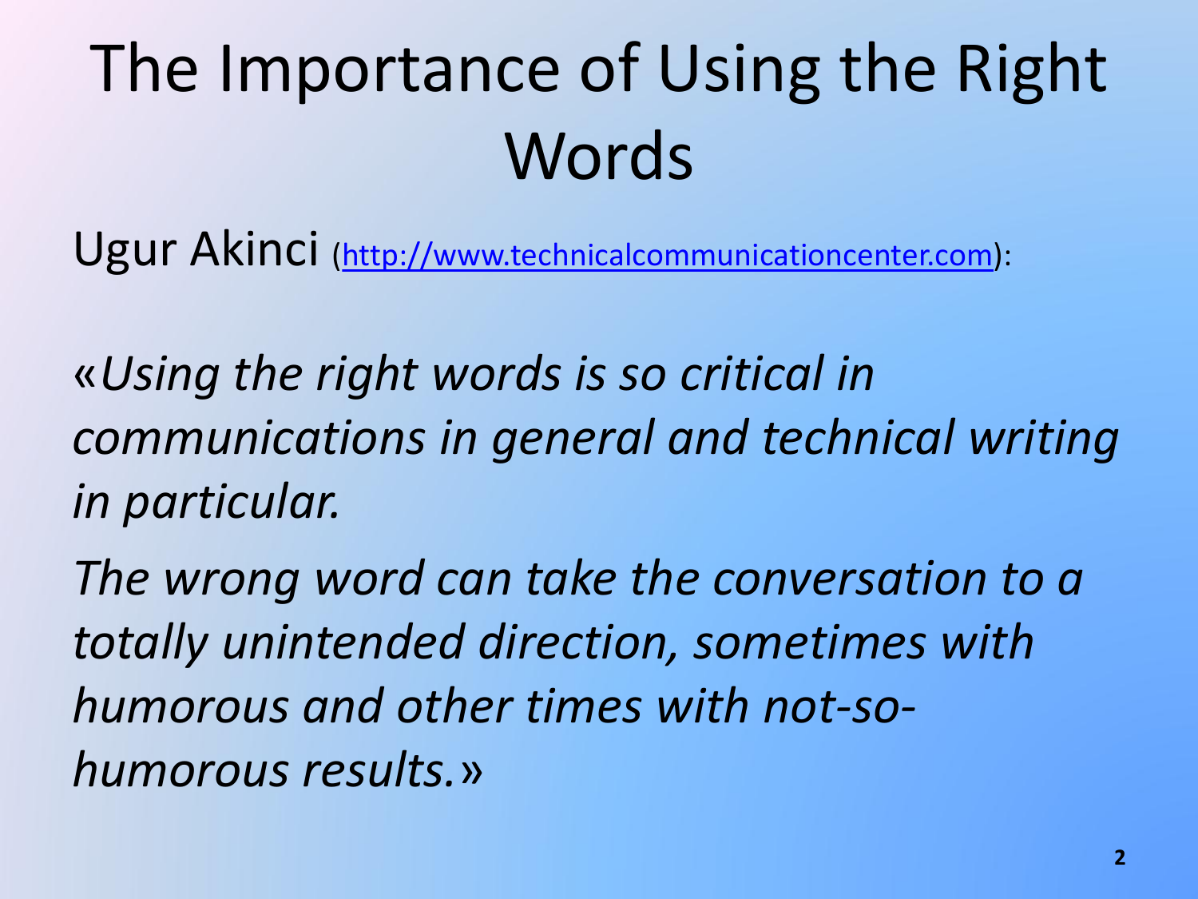# The Importance of Using the Right Words

Ugur Akinci ([http://www.technicalcommunicationcenter.com](http://www.technicalcommunicationcenter.com)):

«*Using the right words is so critical in communications in general and technical writing in particular.*

*The wrong word can take the conversation to a totally unintended direction, sometimes with humorous and other times with not-so-humorous results.*»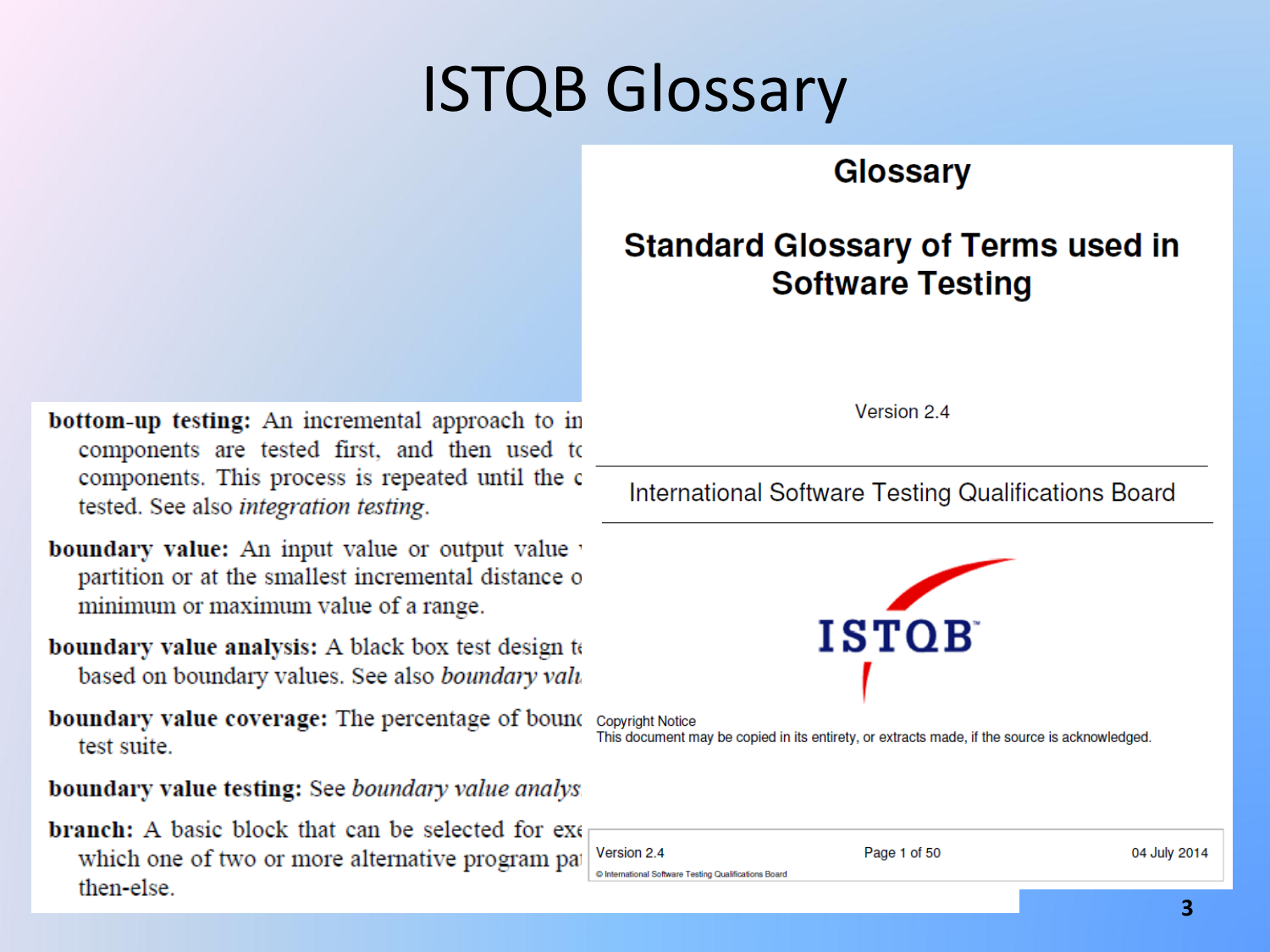# ISTQB Glossary

**bottom-up testing:** An incremental approach to in
components are tested first, and then used to
components. This process is repeated until the c
tested. See also *integration testing*.

**boundary value:** An input value or output value
partition or at the smallest incremental distance o
minimum or maximum value of a range.

**boundary value analysis:** A black box test design te
based on boundary values. See also *boundary valu*

**boundary value coverage:** The percentage of bound
test suite.

**boundary value testing:** See *boundary value analys*

**branch:** A basic block that can be selected for exe
which one of two or more alternative program pa
then-else.

## Glossary

## Standard Glossary of Terms used in Software Testing

Version 2.4

International Software Testing Qualifications Board

ISTQB

Copyright Notice
This document may be copied in its entirety, or extracts made, if the source is acknowledged.

Version 2.4 | Page 1 of 50 | 04 July 2014

© International Software Testing Qualifications Board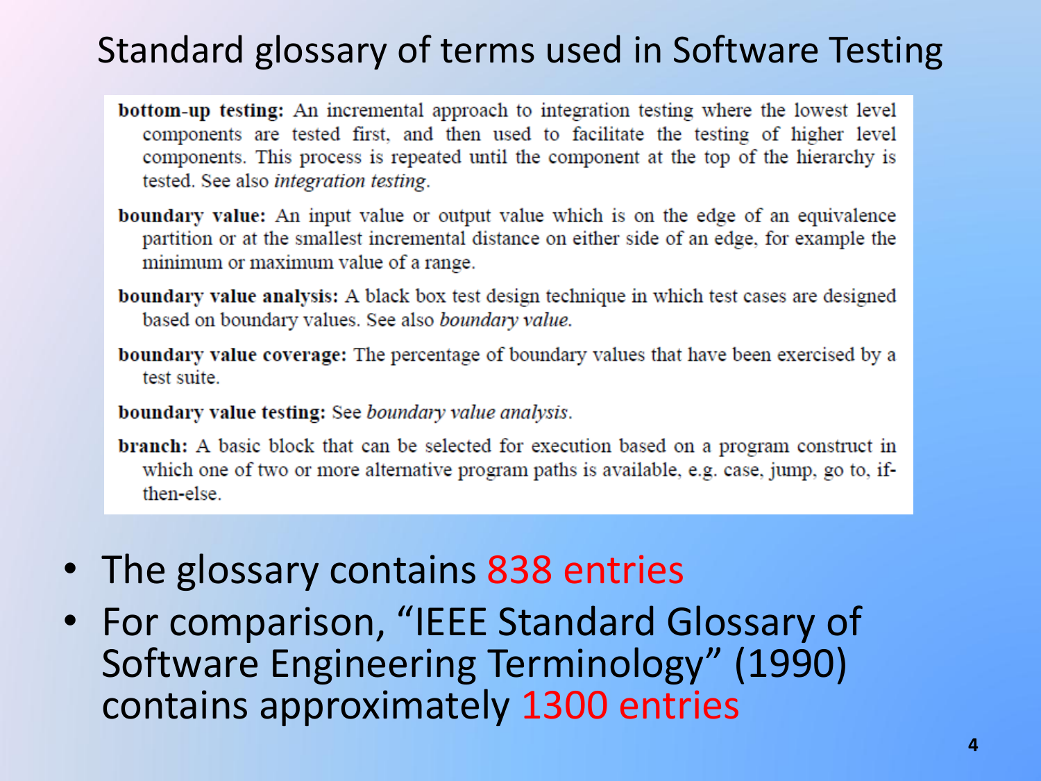# Standard glossary of terms used in Software Testing

**bottom-up testing:** An incremental approach to integration testing where the lowest level components are tested first, and then used to facilitate the testing of higher level components. This process is repeated until the component at the top of the hierarchy is tested. See also *integration testing*.

**boundary value:** An input value or output value which is on the edge of an equivalence partition or at the smallest incremental distance on either side of an edge, for example the minimum or maximum value of a range.

**boundary value analysis:** A black box test design technique in which test cases are designed based on boundary values. See also *boundary value*.

**boundary value coverage:** The percentage of boundary values that have been exercised by a test suite.

**boundary value testing:** See *boundary value analysis*.

**branch:** A basic block that can be selected for execution based on a program construct in which one of two or more alternative program paths is available, e.g. case, jump, go to, if-then-else.

- The glossary contains 838 entries
- For comparison, "IEEE Standard Glossary of Software Engineering Terminology" (1990) contains approximately 1300 entries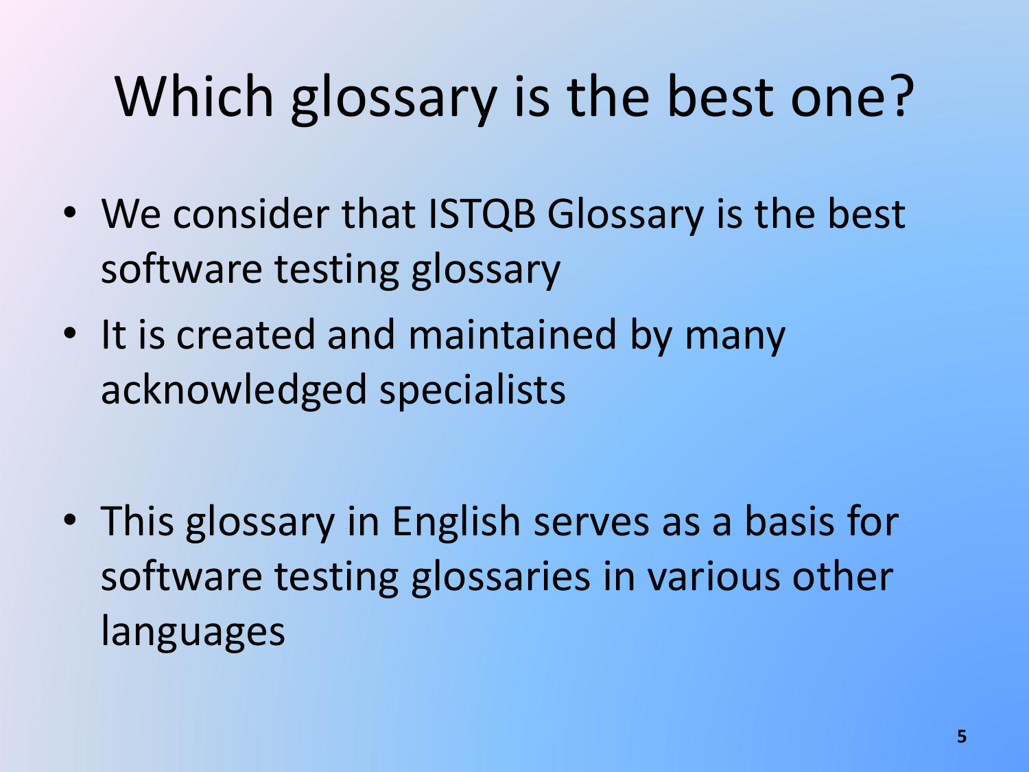# Which glossary is the best one?

- We consider that ISTQB Glossary is the best software testing glossary
- It is created and maintained by many acknowledged specialists

- This glossary in English serves as a basis for software testing glossaries in various other languages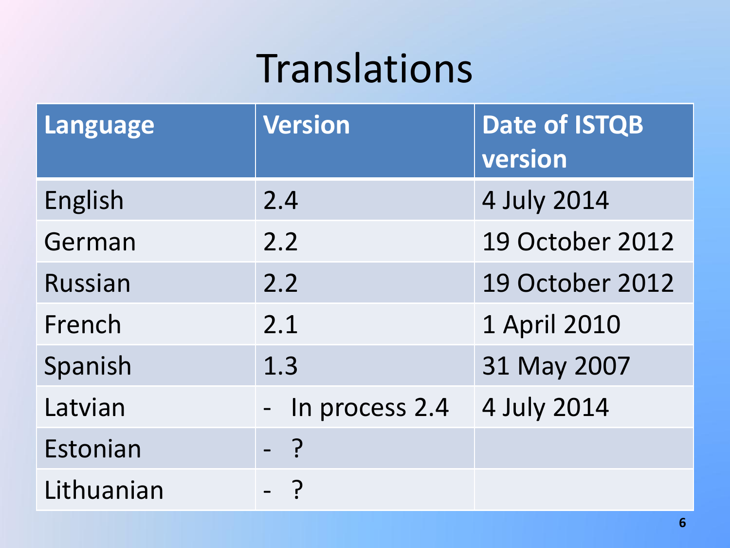# Translations

| Language | Version | Date of ISTQB version |
| --- | --- | --- |
| English | 2.4 | 4 July 2014 |
| German | 2.2 | 19 October 2012 |
| Russian | 2.2 | 19 October 2012 |
| French | 2.1 | 1 April 2010 |
| Spanish | 1.3 | 31 May 2007 |
| Latvian | - In process 2.4 | 4 July 2014 |
| Estonian | - ? | |
| Lithuanian | - ? | |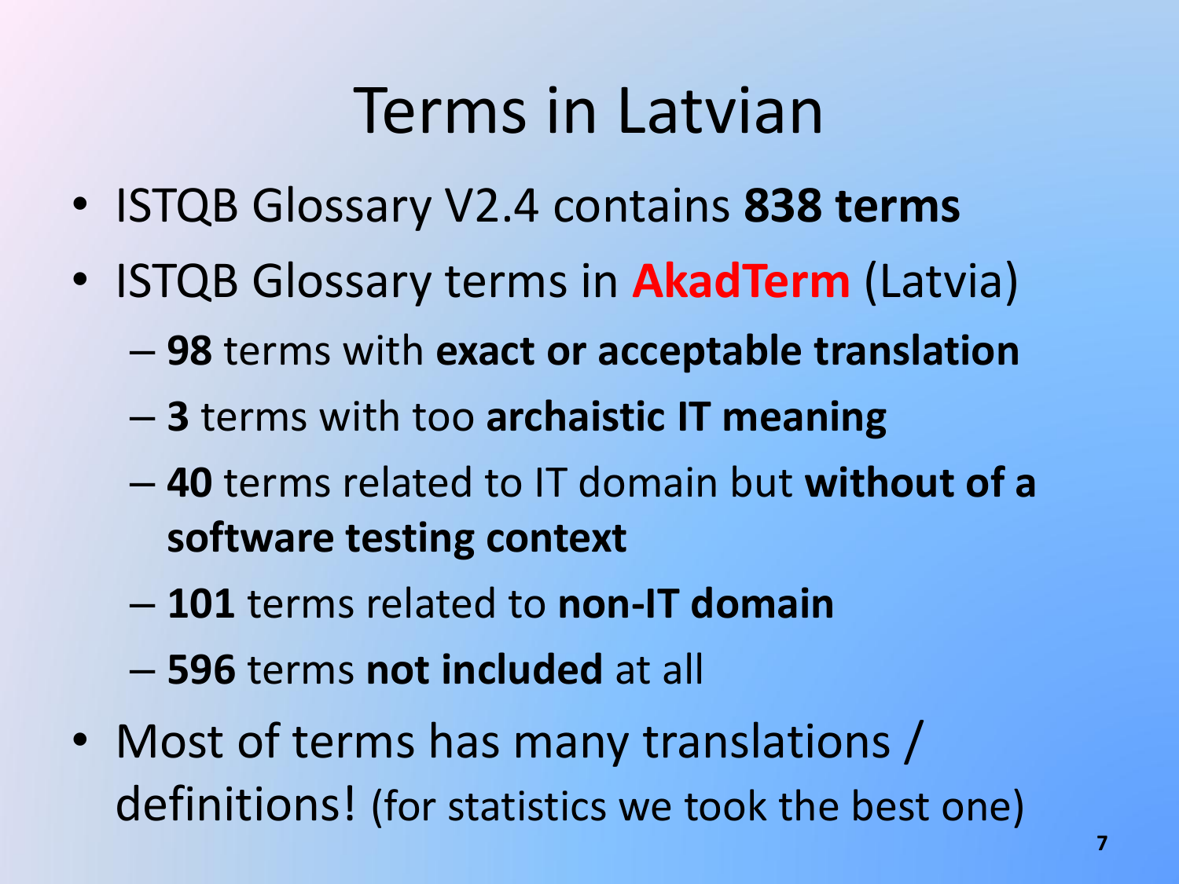# Terms in Latvian

- ISTQB Glossary V2.4 contains **838 terms**
- ISTQB Glossary terms in **AkadTerm** (Latvia)
  - **98** terms with **exact or acceptable translation**
  - **3** terms with too **archaistic IT meaning**
  - **40** terms related to IT domain but **without of a software testing context**
  - **101** terms related to **non-IT domain**
  - **596** terms **not included** at all
- Most of terms has many translations / definitions! (for statistics we took the best one)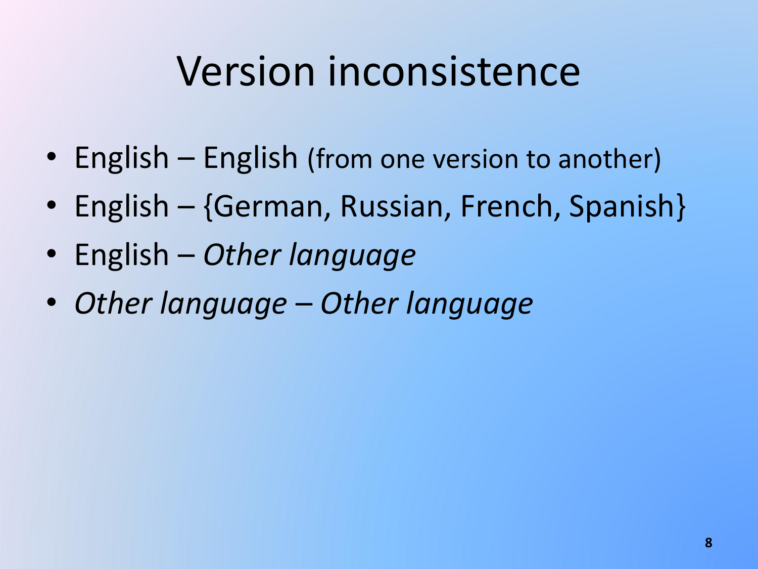# Version inconsistence

- English – English (from one version to another)
- English – {German, Russian, French, Spanish}
- English – *Other language*
- *Other language – Other language*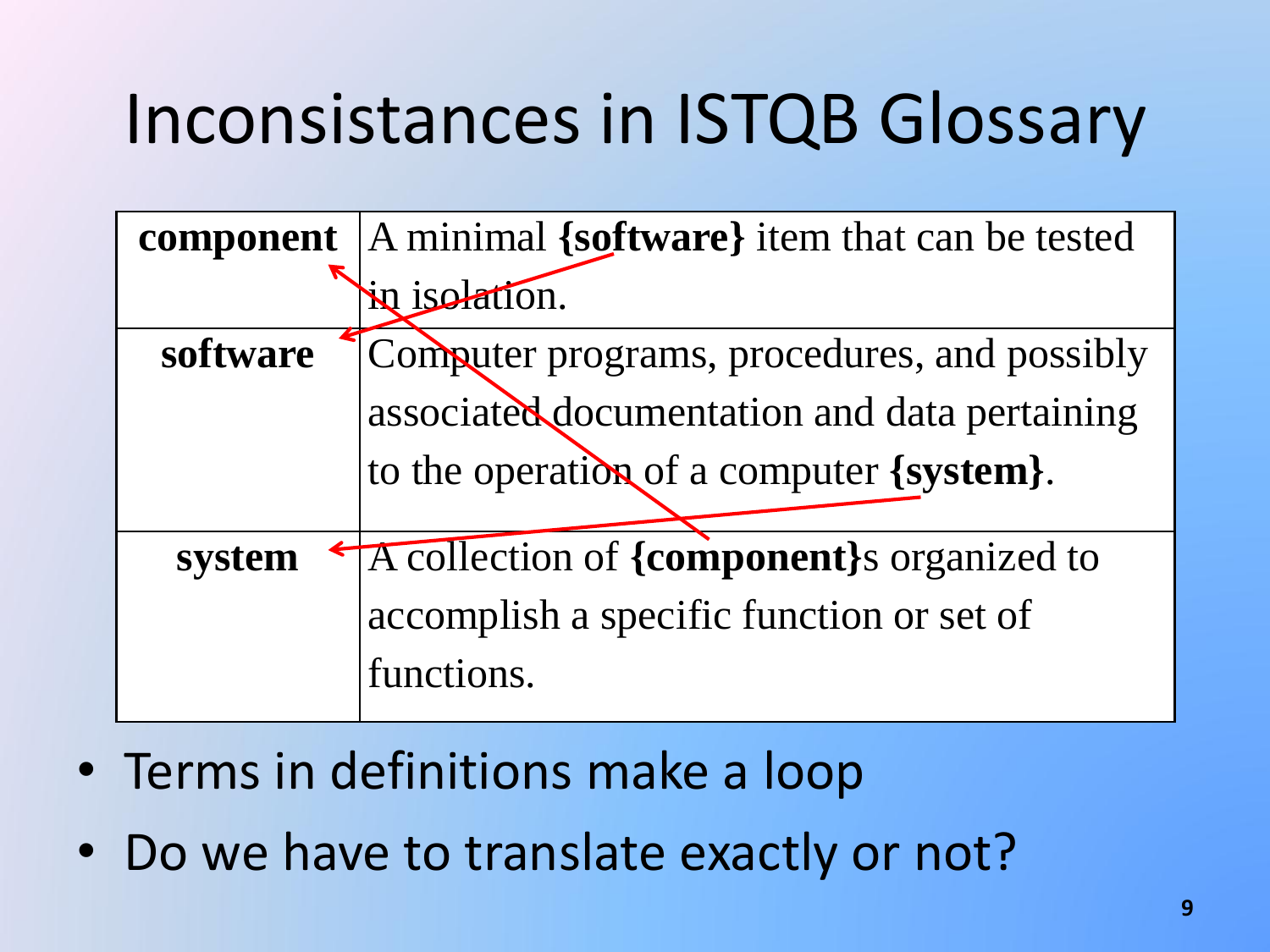# Inconsistances in ISTQB Glossary

| | |
|---|---|
| **component** | A minimal **{software}** item that can be tested in isolation. |
| **software** | Computer programs, procedures, and possibly associated documentation and data pertaining to the operation of a computer **{system}**. |
| **system** | A collection of **{component}**s organized to accomplish a specific function or set of functions. |

- Terms in definitions make a loop
- Do we have to translate exactly or not?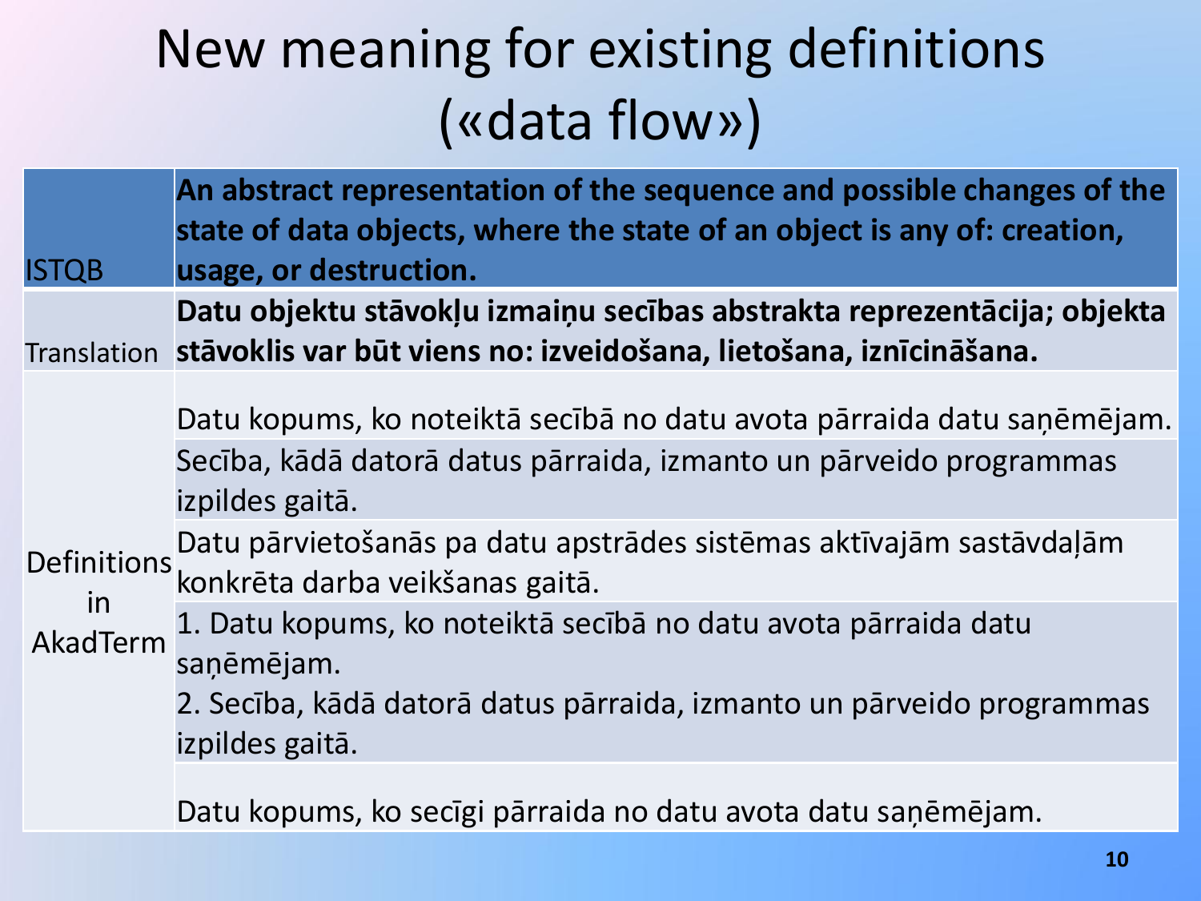# New meaning for existing definitions («data flow»)

| | |
|---|---|
| ISTQB | **An abstract representation of the sequence and possible changes of the state of data objects, where the state of an object is any of: creation, usage, or destruction.** |
| Translation | **Datu objektu stāvokļu izmaiņu secības abstrakta reprezentācija; objekta stāvoklis var būt viens no: izveidošana, lietošana, iznīcināšana.** |
| Definitions in AkadTerm | Datu kopums, ko noteiktā secībā no datu avota pārraida datu saņēmējam. |
| | Secība, kādā datorā datus pārraida, izmanto un pārveido programmas izpildes gaitā. |
| | Datu pārvietošanās pa datu apstrādes sistēmas aktīvajām sastāvdaļām konkrēta darba veikšanas gaitā. |
| | 1. Datu kopums, ko noteiktā secībā no datu avota pārraida datu saņēmējam. 2. Secība, kādā datorā datus pārraida, izmanto un pārveido programmas izpildes gaitā. |
| | Datu kopums, ko secīgi pārraida no datu avota datu saņēmējam. |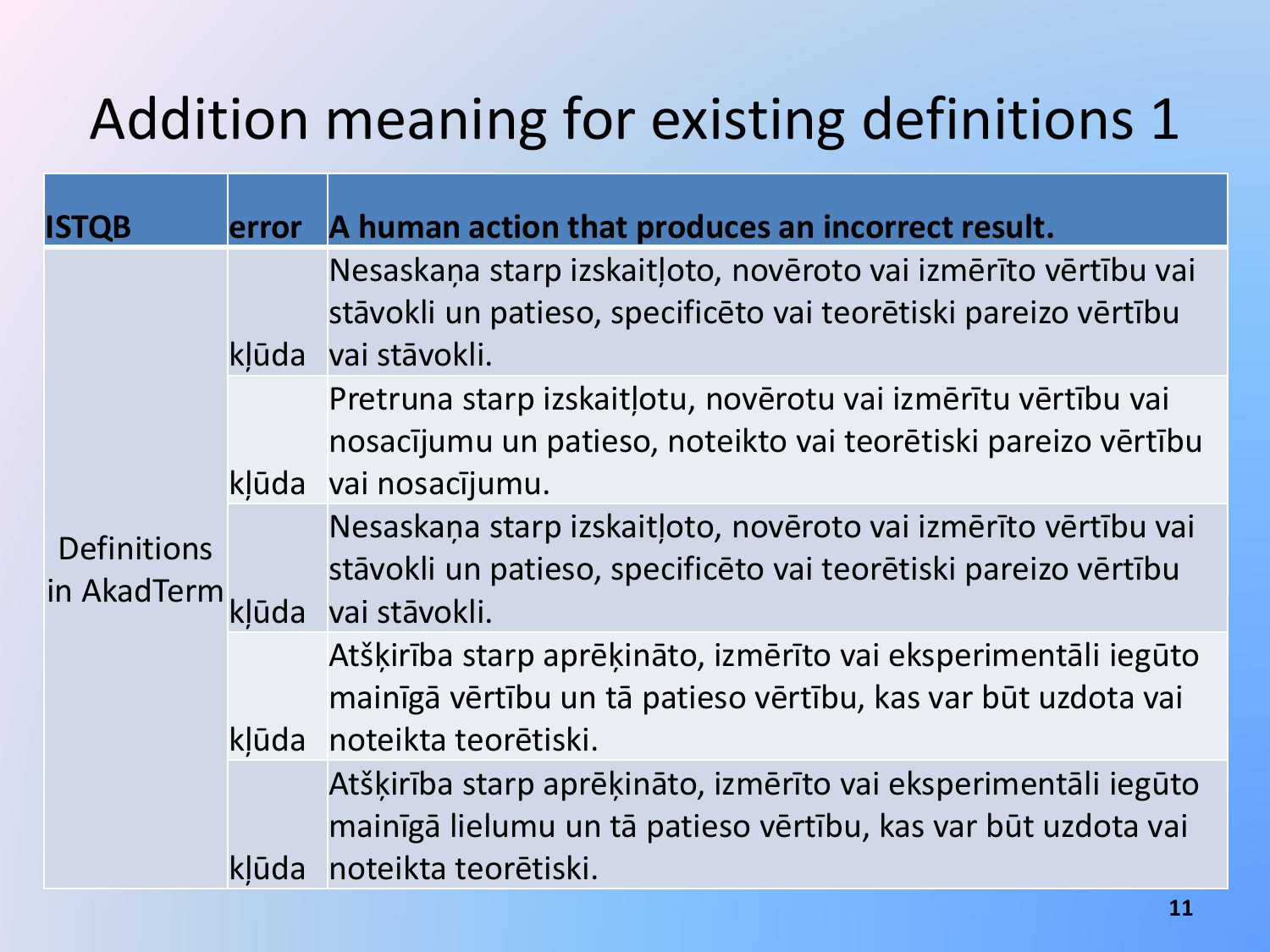# Addition meaning for existing definitions 1

| ISTQB | error | A human action that produces an incorrect result. |
|---|---|---|
| Definitions in AkadTerm | kļūda | Nesaskaņa starp izskaitļoto, novēroto vai izmērīto vērtību vai stāvokli un patieso, specificēto vai teorētiski pareizo vērtību vai stāvokli. |
| | kļūda | Pretruna starp izskaitļotu, novērotu vai izmērītu vērtību vai nosacījumu un patieso, noteikto vai teorētiski pareizo vērtību vai nosacījumu. |
| | kļūda | Nesaskaņa starp izskaitļoto, novēroto vai izmērīto vērtību vai stāvokli un patieso, specificēto vai teorētiski pareizo vērtību vai stāvokli. |
| | kļūda | Atšķirība starp aprēķināto, izmērīto vai eksperimentāli iegūto mainīgā vērtību un tā patieso vērtību, kas var būt uzdota vai noteikta teorētiski. |
| | kļūda | Atšķirība starp aprēķināto, izmērīto vai eksperimentāli iegūto mainīgā lielumu un tā patieso vērtību, kas var būt uzdota vai noteikta teorētiski. |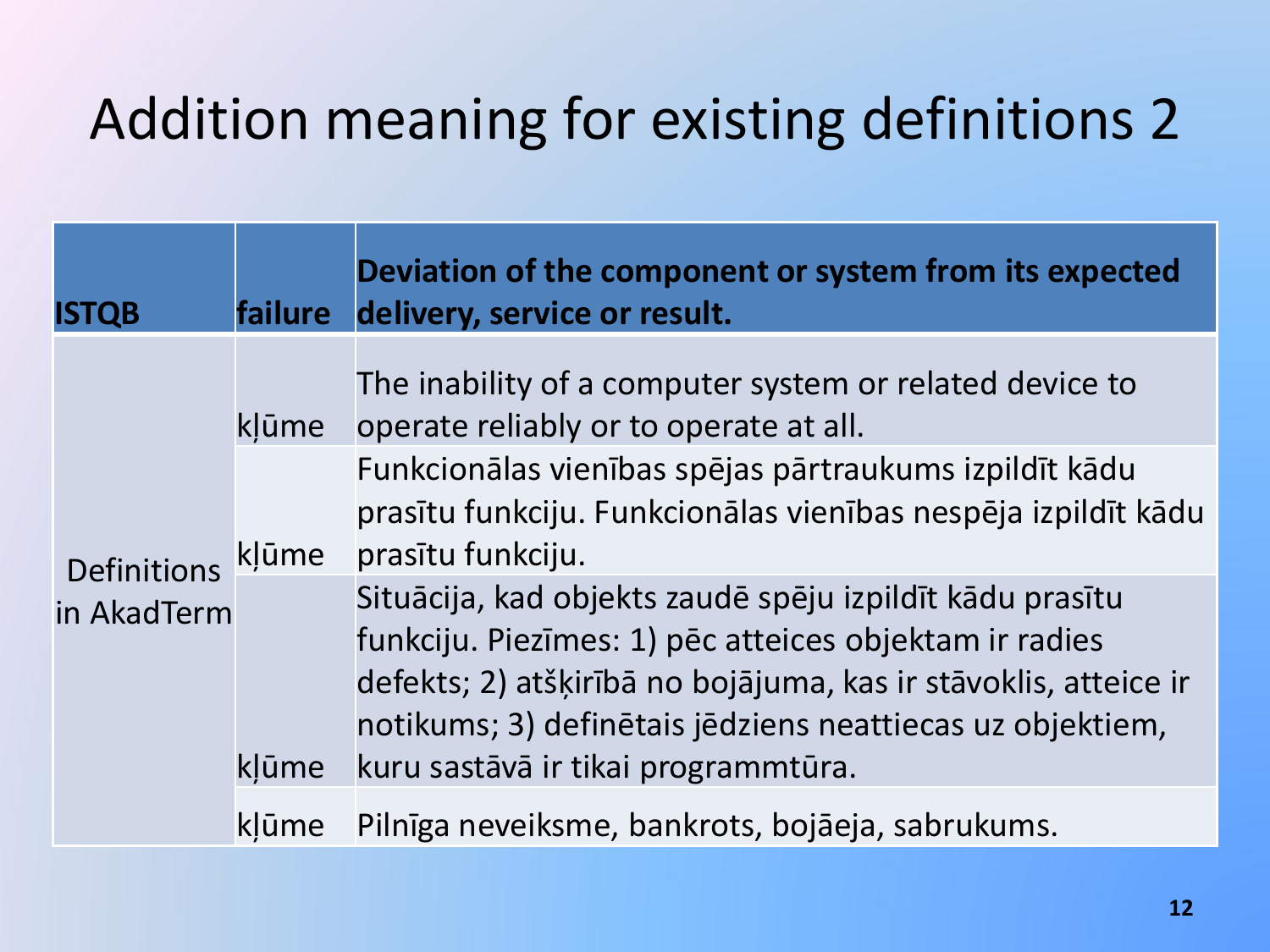# Addition meaning for existing definitions 2

| ISTQB | failure | Deviation of the component or system from its expected delivery, service or result. |
|---|---|---|
| Definitions in AkadTerm | kļūme | The inability of a computer system or related device to operate reliably or to operate at all. |
| | kļūme | Funkcionālas vienības spējas pārtraukums izpildīt kādu prasītu funkciju. Funkcionālas vienības nespēja izpildīt kādu prasītu funkciju. |
| | kļūme | Situācija, kad objekts zaudē spēju izpildīt kādu prasītu funkciju. Piezīmes: 1) pēc atteices objektam ir radies defekts; 2) atšķirībā no bojājuma, kas ir stāvoklis, atteice ir notikums; 3) definētais jēdziens neattiecas uz objektiem, kuru sastāvā ir tikai programmtūra. |
| | kļūme | Pilnīga neveiksme, bankrots, bojāeja, sabrukums. |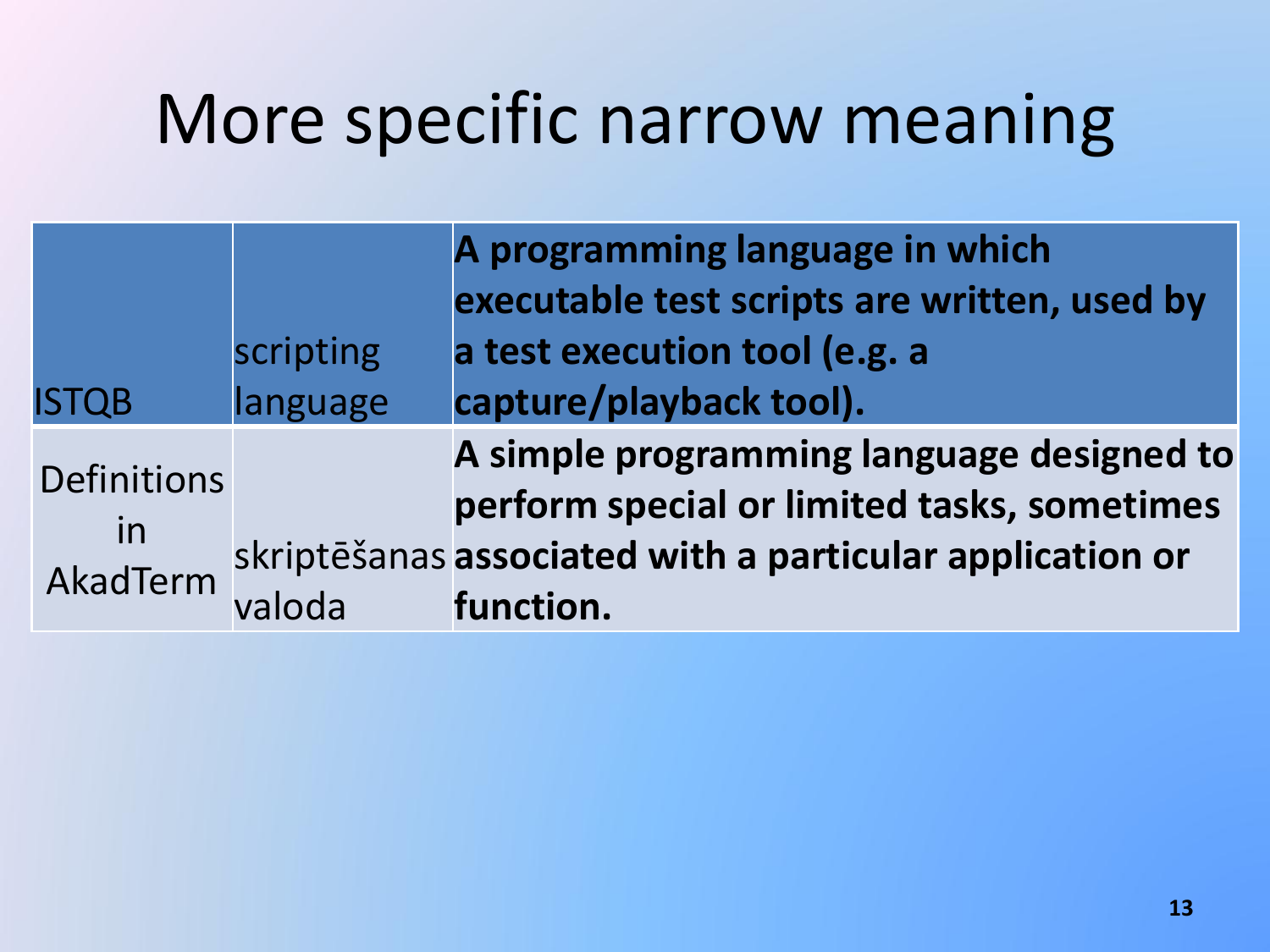# More specific narrow meaning

| ISTQB | scripting language | **A programming language in which executable test scripts are written, used by a test execution tool (e.g. a capture/playback tool).** |
|---|---|---|
| Definitions in AkadTerm | skriptēšanas valoda | **A simple programming language designed to perform special or limited tasks, sometimes associated with a particular application or function.** |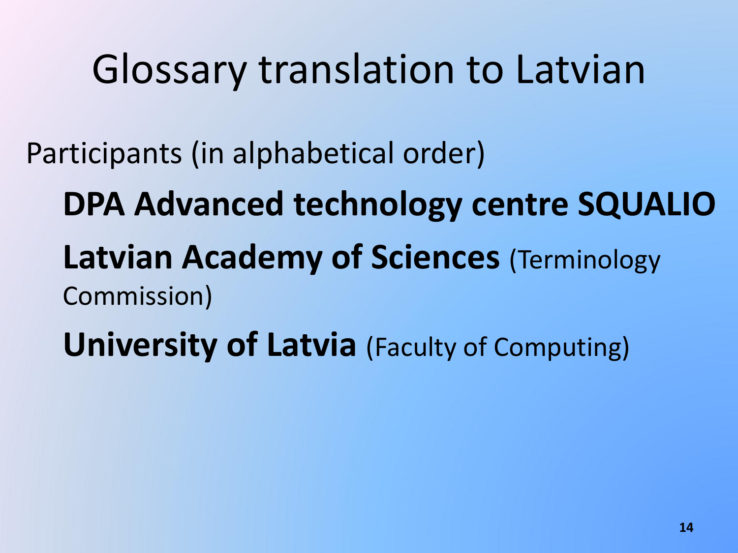# Glossary translation to Latvian

Participants (in alphabetical order)

- **DPA Advanced technology centre SQUALIO**
- **Latvian Academy of Sciences** (Terminology Commission)
- **University of Latvia** (Faculty of Computing)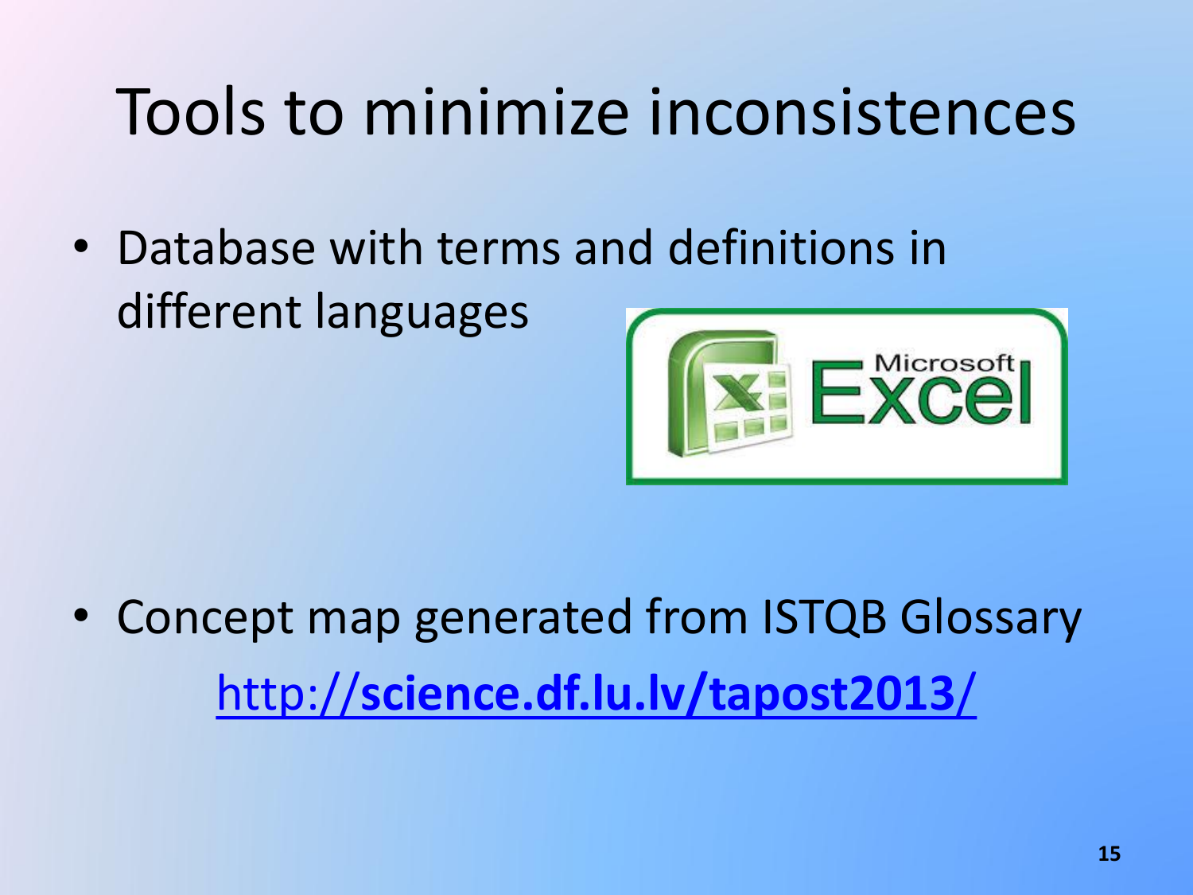# Tools to minimize inconsistences

- Database with terms and definitions in different languages

- Concept map generated from ISTQB Glossary
  http://**science.df.lu.lv/tapost2013/**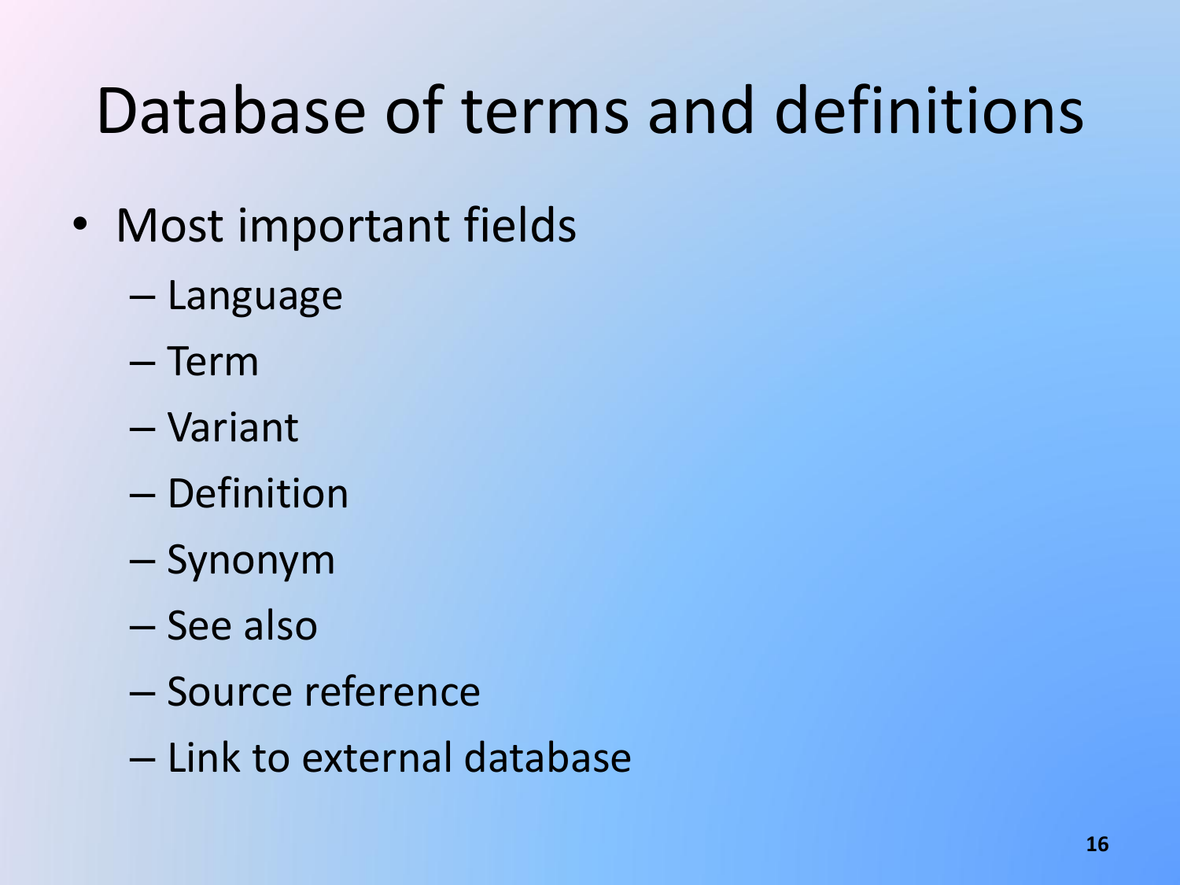# Database of terms and definitions

- Most important fields
  - Language
  - Term
  - Variant
  - Definition
  - Synonym
  - See also
  - Source reference
  - Link to external database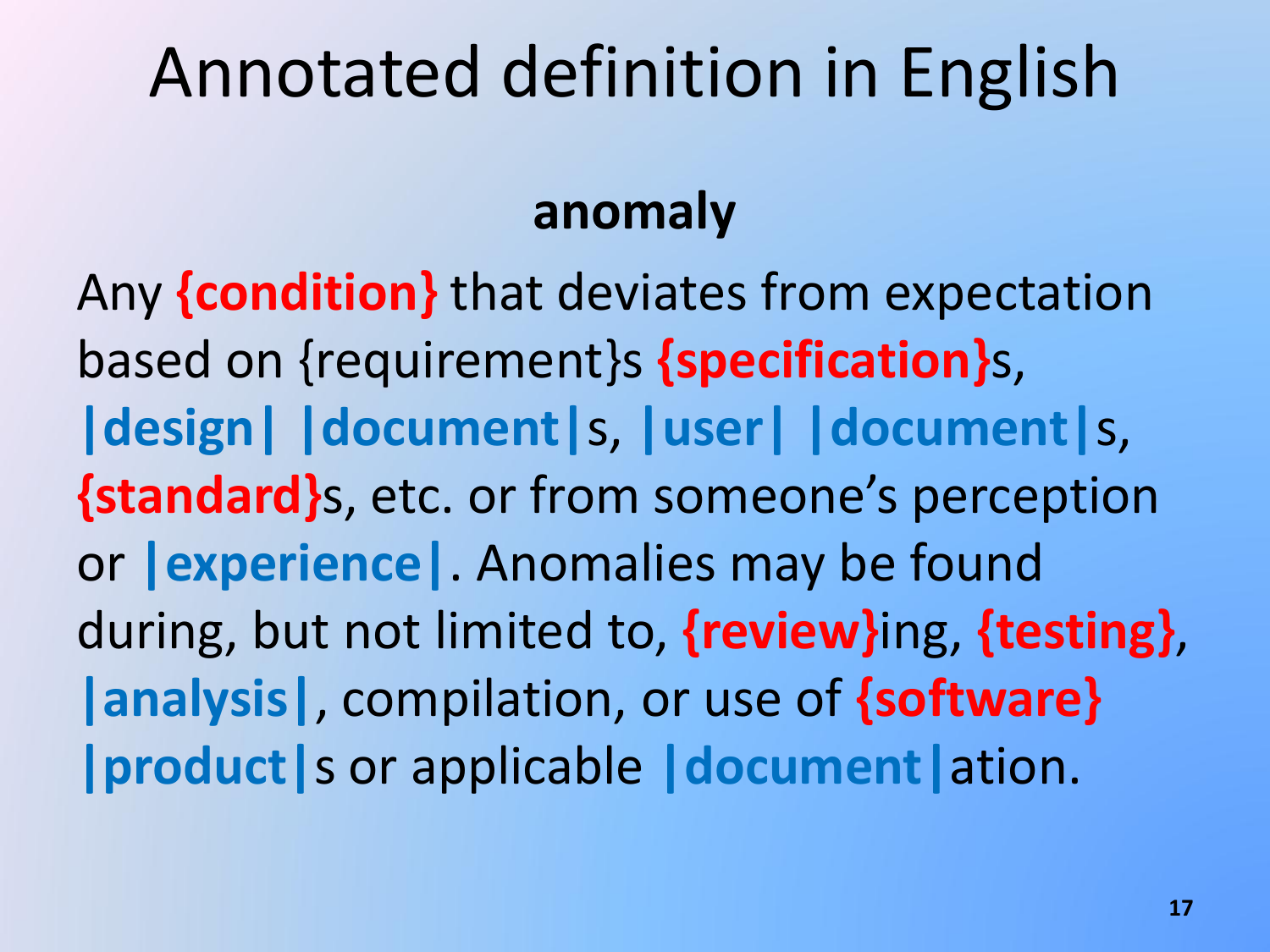# Annotated definition in English

**anomaly**

Any **{condition}** that deviates from expectation based on {requirement}s **{specification}**s, **|design|** **|document|**s, **|user|** **|document|**s, **{standard}**s, etc. or from someone's perception or **|experience|**. Anomalies may be found during, but not limited to, **{review}**ing, **{testing}**, **|analysis|**, compilation, or use of **{software}** **|product|**s or applicable **|document|**ation.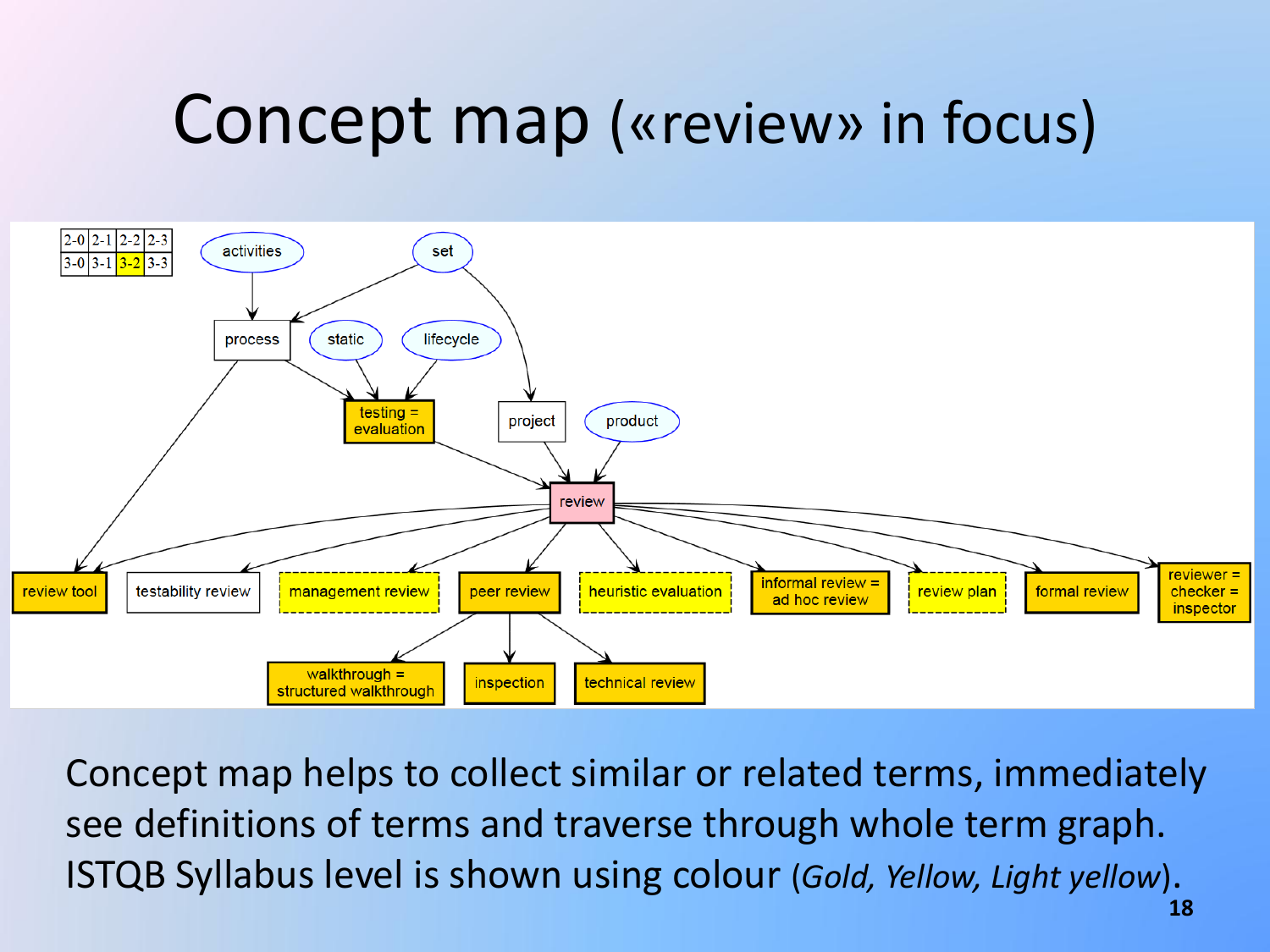# Concept map («review» in focus)

Concept map helps to collect similar or related terms, immediately see definitions of terms and traverse through whole term graph. ISTQB Syllabus level is shown using colour (*Gold, Yellow, Light yellow*).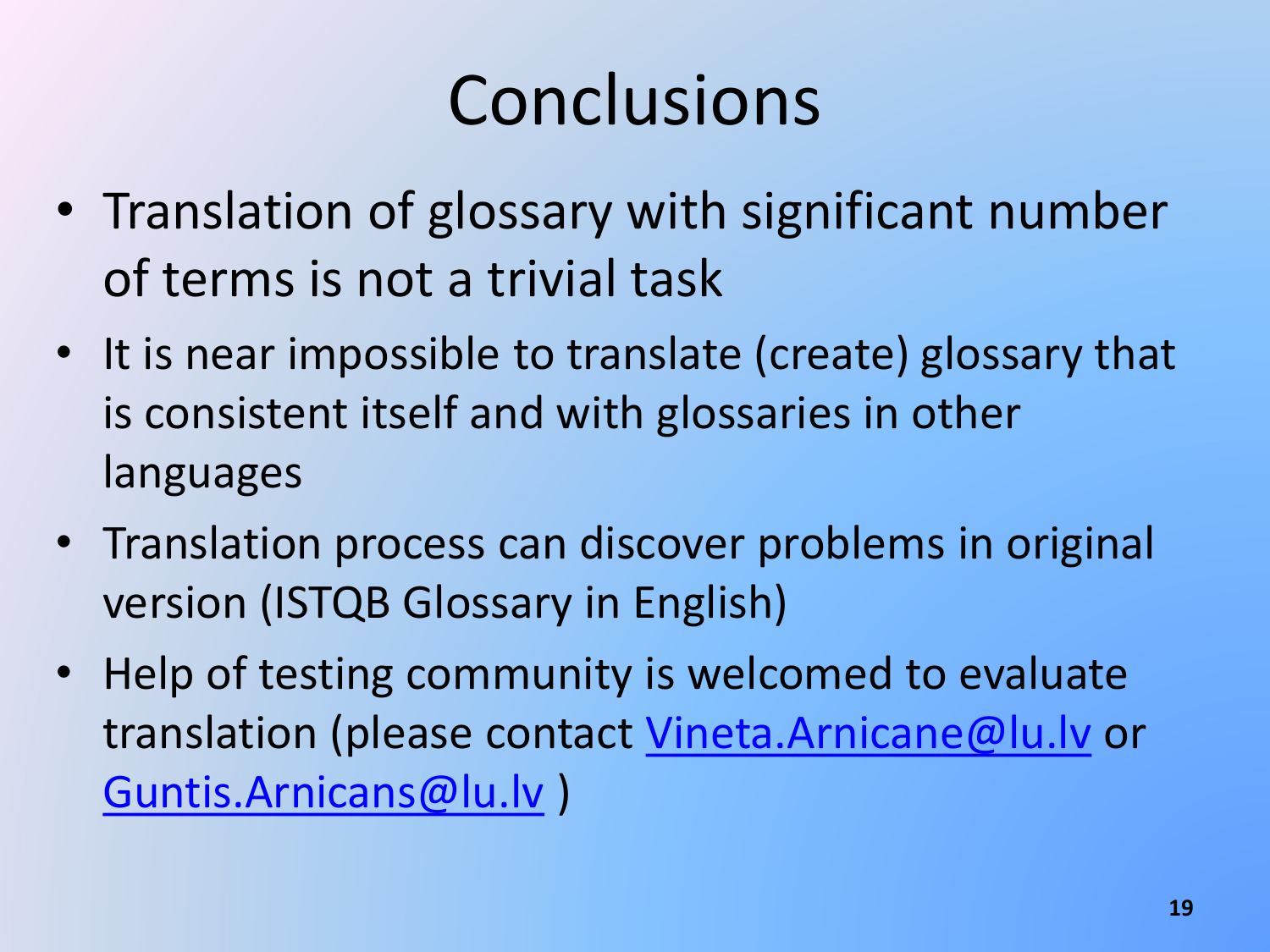# Conclusions

- Translation of glossary with significant number of terms is not a trivial task
- It is near impossible to translate (create) glossary that is consistent itself and with glossaries in other languages
- Translation process can discover problems in original version (ISTQB Glossary in English)
- Help of testing community is welcomed to evaluate translation (please contact Vineta.Arnicane@lu.lv or Guntis.Arnicans@lu.lv )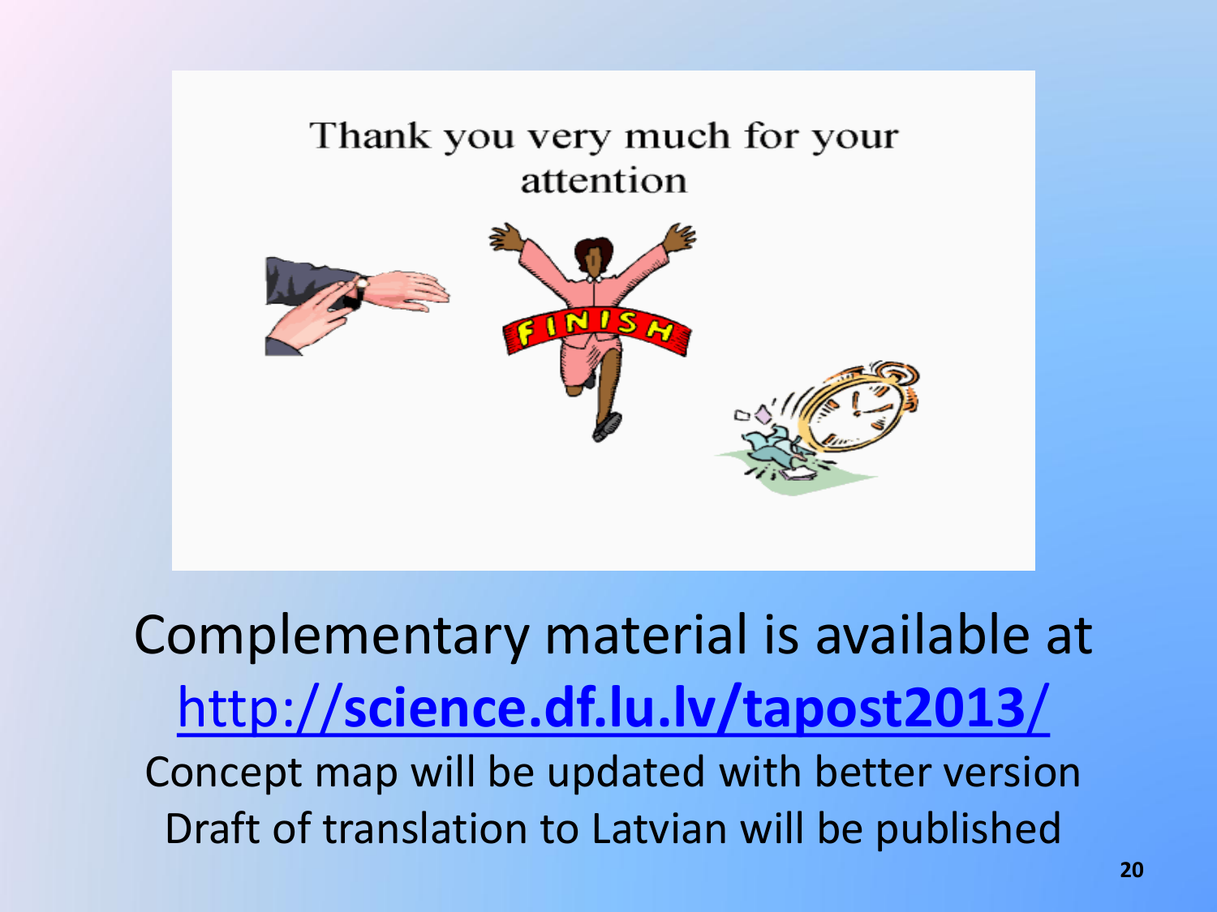Thank you very much for your attention

FINISH

Complementary material is available at [http://science.df.lu.lv/tapost2013/](http://science.df.lu.lv/tapost2013/)

Concept map will be updated with better version

Draft of translation to Latvian will be published